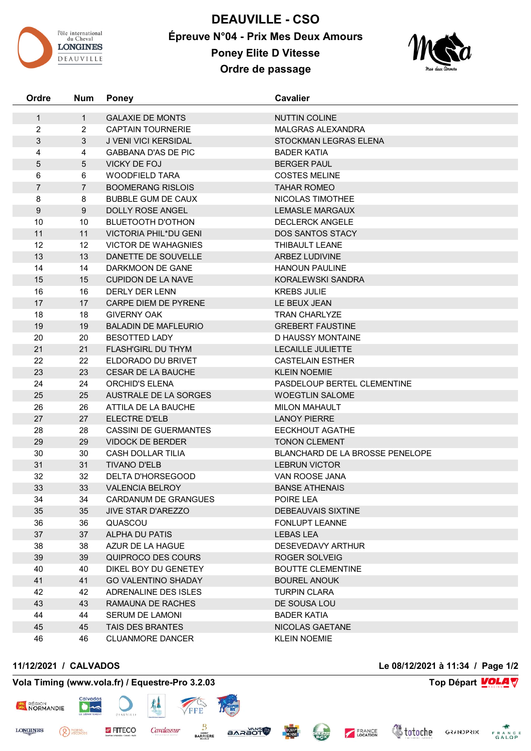# DEAUVILLE - CSO

## Épreuve N°04 - Prix Mes Deux Amours

## Poney Elite D Vitesse

## Ordre de passage

| Ordre | Num | Poney | Cavalier |
|---|---|---|---|
| 1 | 1 | GALAXIE DE MONTS | NUTTIN COLINE |
| 2 | 2 | CAPTAIN TOURNERIE | MALGRAS ALEXANDRA |
| 3 | 3 | J VENI VICI KERSIDAL | STOCKMAN LEGRAS ELENA |
| 4 | 4 | GABBANA D'AS DE PIC | BADER KATIA |
| 5 | 5 | VICKY DE FOJ | BERGER PAUL |
| 6 | 6 | WOODFIELD TARA | COSTES MELINE |
| 7 | 7 | BOOMERANG RISLOIS | TAHAR ROMEO |
| 8 | 8 | BUBBLE GUM DE CAUX | NICOLAS TIMOTHEE |
| 9 | 9 | DOLLY ROSE ANGEL | LEMASLE MARGAUX |
| 10 | 10 | BLUETOOTH D'OTHON | DECLERCK ANGELE |
| 11 | 11 | VICTORIA PHIL*DU GENI | DOS SANTOS STACY |
| 12 | 12 | VICTOR DE WAHAGNIES | THIBAULT LEANE |
| 13 | 13 | DANETTE DE SOUVELLE | ARBEZ LUDIVINE |
| 14 | 14 | DARKMOON DE GANE | HANOUN PAULINE |
| 15 | 15 | CUPIDON DE LA NAVE | KORALEWSKI SANDRA |
| 16 | 16 | DERLY DER LENN | KREBS JULIE |
| 17 | 17 | CARPE DIEM DE PYRENE | LE BEUX JEAN |
| 18 | 18 | GIVERNY OAK | TRAN CHARLYZE |
| 19 | 19 | BALADIN DE MAFLEURIO | GREBERT FAUSTINE |
| 20 | 20 | BESOTTED LADY | D HAUSSY MONTAINE |
| 21 | 21 | FLASH'GIRL DU THYM | LECAILLE JULIETTE |
| 22 | 22 | ELDORADO DU BRIVET | CASTELAIN ESTHER |
| 23 | 23 | CESAR DE LA BAUCHE | KLEIN NOEMIE |
| 24 | 24 | ORCHID'S ELENA | PASDELOUP BERTEL CLEMENTINE |
| 25 | 25 | AUSTRALE DE LA SORGES | WOEGTLIN SALOME |
| 26 | 26 | ATTILA DE LA BAUCHE | MILON MAHAULT |
| 27 | 27 | ELECTRE D'ELB | LANOY PIERRE |
| 28 | 28 | CASSINI DE GUERMANTES | EECKHOUT AGATHE |
| 29 | 29 | VIDOCK DE BERDER | TONON CLEMENT |
| 30 | 30 | CASH DOLLAR TILIA | BLANCHARD DE LA BROSSE PENELOPE |
| 31 | 31 | TIVANO D'ELB | LEBRUN VICTOR |
| 32 | 32 | DELTA D'HORSEGOOD | VAN ROOSE JANA |
| 33 | 33 | VALENCIA BELROY | BANSE ATHENAIS |
| 34 | 34 | CARDANUM DE GRANGUES | POIRE LEA |
| 35 | 35 | JIVE STAR D'AREZZO | DEBEAUVAIS SIXTINE |
| 36 | 36 | QUASCOU | FONLUPT LEANNE |
| 37 | 37 | ALPHA DU PATIS | LEBAS LEA |
| 38 | 38 | AZUR DE LA HAGUE | DESEVEDAVY ARTHUR |
| 39 | 39 | QUIPROCO DES COURS | ROGER SOLVEIG |
| 40 | 40 | DIKEL BOY DU GENETEY | BOUTTE CLEMENTINE |
| 41 | 41 | GO VALENTINO SHADAY | BOUREL ANOUK |
| 42 | 42 | ADRENALINE DES ISLES | TURPIN CLARA |
| 43 | 43 | RAMAUNA DE RACHES | DE SOUSA LOU |
| 44 | 44 | SERUM DE LAMONI | BADER KATIA |
| 45 | 45 | TAIS DES BRANTES | NICOLAS GAETANE |
| 46 | 46 | CLUANMORE DANCER | KLEIN NOEMIE |

**11/12/2021 / CALVADOS** — Le 08/12/2021 à 11:34

**Vola Timing (www.vola.fr) / Equestre-Pro 3.2.03** — **Top Départ**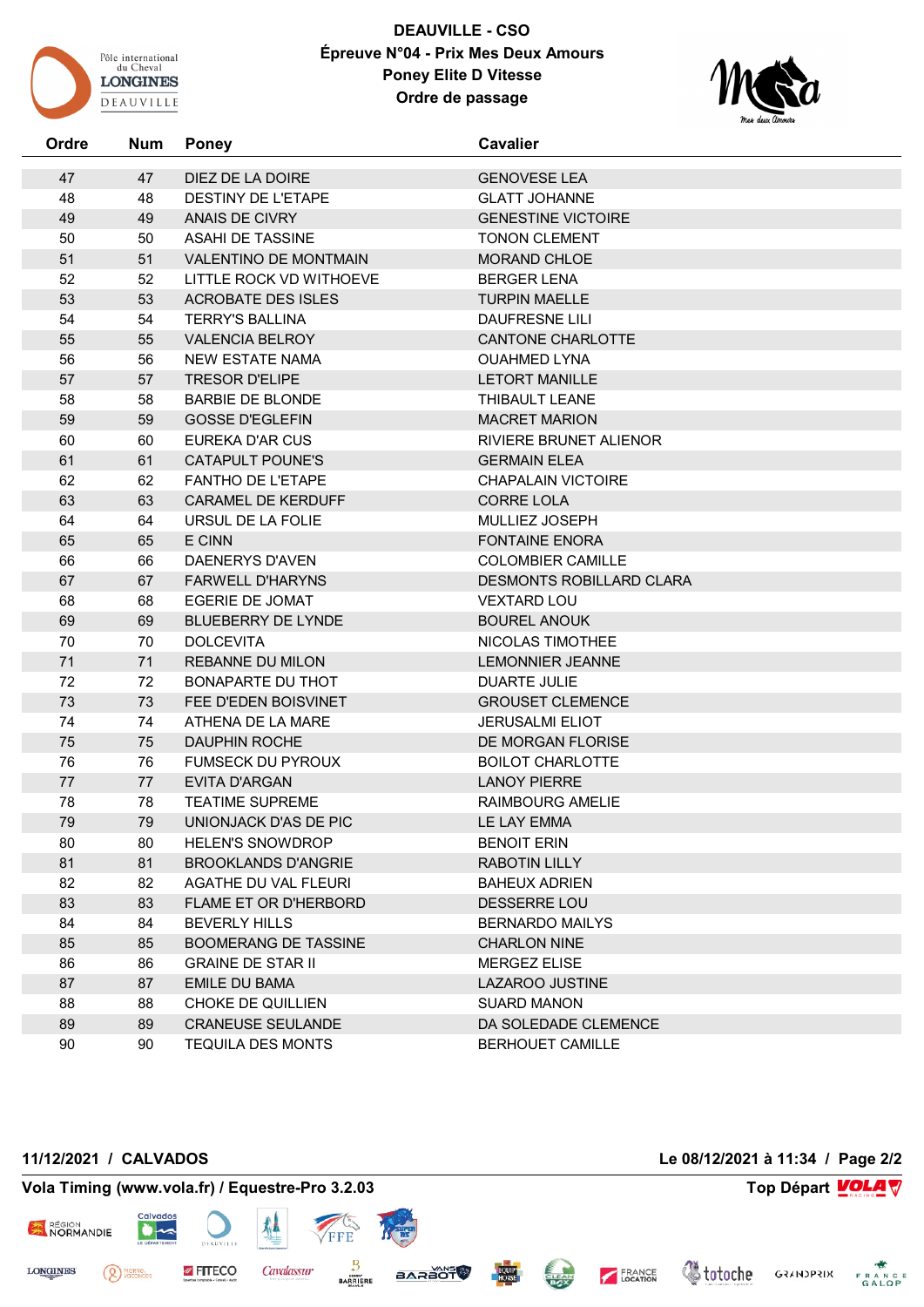**DEAUVILLE - CSO**
**Épreuve N°04 - Prix Mes Deux Amours**
**Poney Elite D Vitesse**
**Ordre de passage**

| Ordre | Num | Poney | Cavalier |
|---|---|---|---|
| 47 | 47 | DIEZ DE LA DOIRE | GENOVESE LEA |
| 48 | 48 | DESTINY DE L'ETAPE | GLATT JOHANNE |
| 49 | 49 | ANAIS DE CIVRY | GENESTINE VICTOIRE |
| 50 | 50 | ASAHI DE TASSINE | TONON CLEMENT |
| 51 | 51 | VALENTINO DE MONTMAIN | MORAND CHLOE |
| 52 | 52 | LITTLE ROCK VD WITHOEVE | BERGER LENA |
| 53 | 53 | ACROBATE DES ISLES | TURPIN MAELLE |
| 54 | 54 | TERRY'S BALLINA | DAUFRESNE LILI |
| 55 | 55 | VALENCIA BELROY | CANTONE CHARLOTTE |
| 56 | 56 | NEW ESTATE NAMA | OUAHMED LYNA |
| 57 | 57 | TRESOR D'ELIPE | LETORT MANILLE |
| 58 | 58 | BARBIE DE BLONDE | THIBAULT LEANE |
| 59 | 59 | GOSSE D'EGLEFIN | MACRET MARION |
| 60 | 60 | EUREKA D'AR CUS | RIVIERE BRUNET ALIENOR |
| 61 | 61 | CATAPULT POUNE'S | GERMAIN ELEA |
| 62 | 62 | FANTHO DE L'ETAPE | CHAPALAIN VICTOIRE |
| 63 | 63 | CARAMEL DE KERDUFF | CORRE LOLA |
| 64 | 64 | URSUL DE LA FOLIE | MULLIEZ JOSEPH |
| 65 | 65 | E CINN | FONTAINE ENORA |
| 66 | 66 | DAENERYS D'AVEN | COLOMBIER CAMILLE |
| 67 | 67 | FARWELL D'HARYNS | DESMONTS ROBILLARD CLARA |
| 68 | 68 | EGERIE DE JOMAT | VEXTARD LOU |
| 69 | 69 | BLUEBERRY DE LYNDE | BOUREL ANOUK |
| 70 | 70 | DOLCEVITA | NICOLAS TIMOTHEE |
| 71 | 71 | REBANNE DU MILON | LEMONNIER JEANNE |
| 72 | 72 | BONAPARTE DU THOT | DUARTE JULIE |
| 73 | 73 | FEE D'EDEN BOISVINET | GROUSET CLEMENCE |
| 74 | 74 | ATHENA DE LA MARE | JERUSALMI ELIOT |
| 75 | 75 | DAUPHIN ROCHE | DE MORGAN FLORISE |
| 76 | 76 | FUMSECK DU PYROUX | BOILOT CHARLOTTE |
| 77 | 77 | EVITA D'ARGAN | LANOY PIERRE |
| 78 | 78 | TEATIME SUPREME | RAIMBOURG AMELIE |
| 79 | 79 | UNIONJACK D'AS DE PIC | LE LAY EMMA |
| 80 | 80 | HELEN'S SNOWDROP | BENOIT ERIN |
| 81 | 81 | BROOKLANDS D'ANGRIE | RABOTIN LILLY |
| 82 | 82 | AGATHE DU VAL FLEURI | BAHEUX ADRIEN |
| 83 | 83 | FLAME ET OR D'HERBORD | DESSERRE LOU |
| 84 | 84 | BEVERLY HILLS | BERNARDO MAILYS |
| 85 | 85 | BOOMERANG DE TASSINE | CHARLON NINE |
| 86 | 86 | GRAINE DE STAR II | MERGEZ ELISE |
| 87 | 87 | EMILE DU BAMA | LAZAROO JUSTINE |
| 88 | 88 | CHOKE DE QUILLIEN | SUARD MANON |
| 89 | 89 | CRANEUSE SEULANDE | DA SOLEDADE CLEMENCE |
| 90 | 90 | TEQUILA DES MONTS | BERHOUET CAMILLE |

**11/12/2021 / CALVADOS** **Le 08/12/2021 à 11:34**

**Vola Timing (www.vola.fr) / Equestre-Pro 3.2.03** **Top Départ**